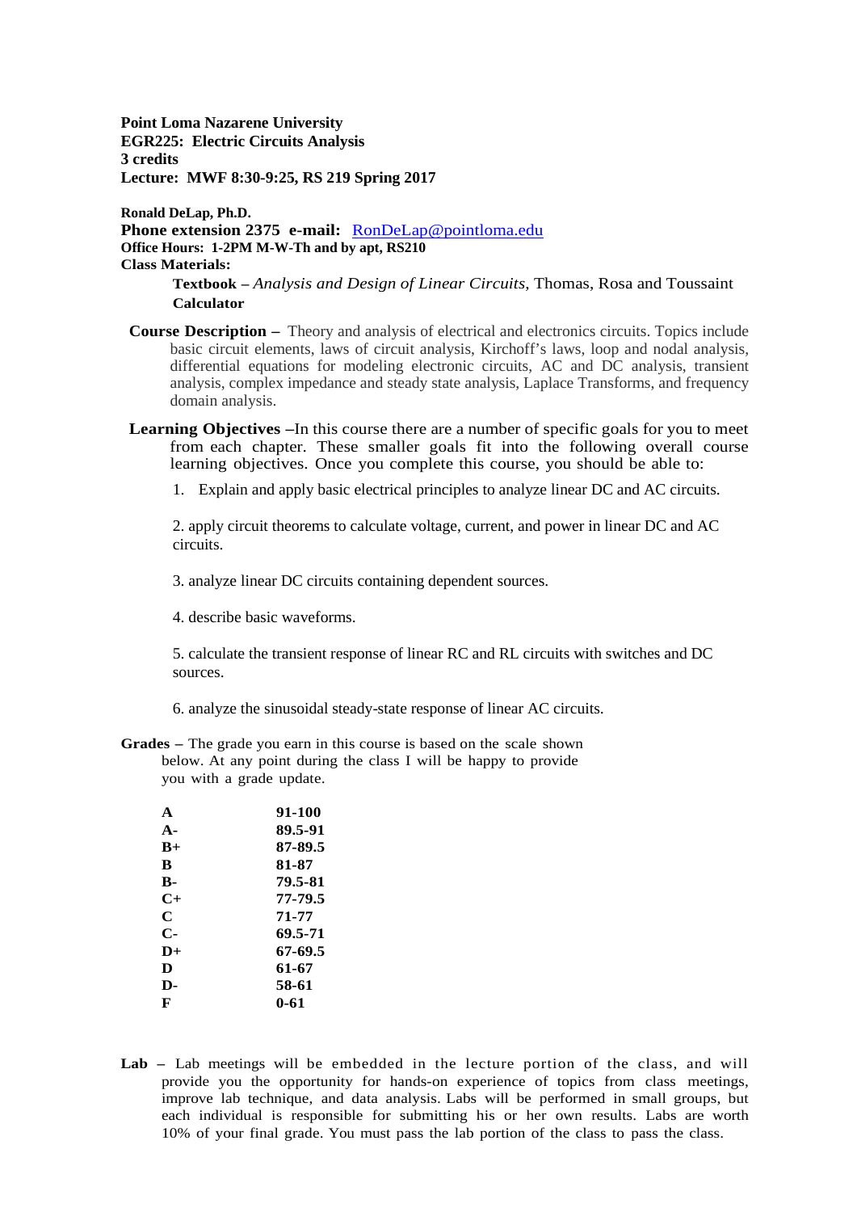**Point Loma Nazarene University**
**EGR225: Electric Circuits Analysis**
**3 credits**
**Lecture: MWF 8:30-9:25, RS 219 Spring 2017**

**Ronald DeLap, Ph.D.**
**Phone extension 2375 e-mail:** RonDeLap@pointloma.edu
**Office Hours: 1-2PM M-W-Th and by apt, RS210**
**Class Materials:**

> **Textbook –** *Analysis and Design of Linear Circuits*, Thomas, Rosa and Toussaint
> **Calculator**

**Course Description –** Theory and analysis of electrical and electronics circuits. Topics include basic circuit elements, laws of circuit analysis, Kirchoff's laws, loop and nodal analysis, differential equations for modeling electronic circuits, AC and DC analysis, transient analysis, complex impedance and steady state analysis, Laplace Transforms, and frequency domain analysis.

**Learning Objectives –**In this course there are a number of specific goals for you to meet from each chapter. These smaller goals fit into the following overall course learning objectives. Once you complete this course, you should be able to:

1. Explain and apply basic electrical principles to analyze linear DC and AC circuits.

2. apply circuit theorems to calculate voltage, current, and power in linear DC and AC circuits.

3. analyze linear DC circuits containing dependent sources.

4. describe basic waveforms.

5. calculate the transient response of linear RC and RL circuits with switches and DC sources.

6. analyze the sinusoidal steady-state response of linear AC circuits.

**Grades –** The grade you earn in this course is based on the scale shown below. At any point during the class I will be happy to provide you with a grade update.

| | |
|---|---|
| **A** | **91-100** |
| **A-** | **89.5-91** |
| **B+** | **87-89.5** |
| **B** | **81-87** |
| **B-** | **79.5-81** |
| **C+** | **77-79.5** |
| **C** | **71-77** |
| **C-** | **69.5-71** |
| **D+** | **67-69.5** |
| **D** | **61-67** |
| **D-** | **58-61** |
| **F** | **0-61** |

**Lab –** Lab meetings will be embedded in the lecture portion of the class, and will provide you the opportunity for hands-on experience of topics from class meetings, improve lab technique, and data analysis. Labs will be performed in small groups, but each individual is responsible for submitting his or her own results. Labs are worth 10% of your final grade. You must pass the lab portion of the class to pass the class.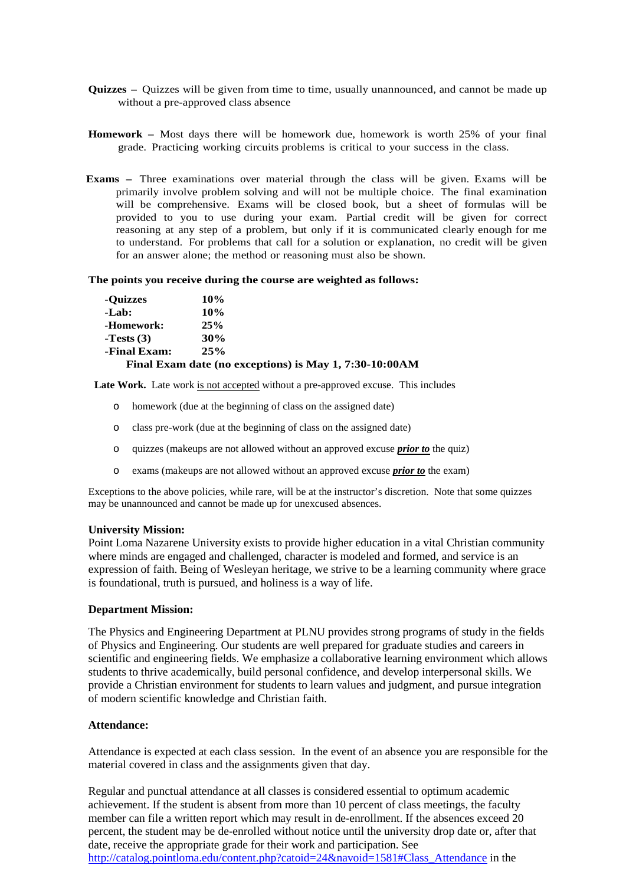**Quizzes –** Quizzes will be given from time to time, usually unannounced, and cannot be made up without a pre-approved class absence

**Homework –** Most days there will be homework due, homework is worth 25% of your final grade. Practicing working circuits problems is critical to your success in the class.

**Exams –** Three examinations over material through the class will be given. Exams will be primarily involve problem solving and will not be multiple choice. The final examination will be comprehensive. Exams will be closed book, but a sheet of formulas will be provided to you to use during your exam. Partial credit will be given for correct reasoning at any step of a problem, but only if it is communicated clearly enough for me to understand. For problems that call for a solution or explanation, no credit will be given for an answer alone; the method or reasoning must also be shown.

**The points you receive during the course are weighted as follows:**

| | |
|---|---|
| **-Quizzes** | **10%** |
| **-Lab:** | **10%** |
| **-Homework:** | **25%** |
| **-Tests (3)** | **30%** |
| **-Final Exam:** | **25%** |

**Final Exam date (no exceptions) is May 1, 7:30-10:00AM**

**Late Work.** Late work is not accepted without a pre-approved excuse. This includes

- homework (due at the beginning of class on the assigned date)
- class pre-work (due at the beginning of class on the assigned date)
- quizzes (makeups are not allowed without an approved excuse ***prior to*** the quiz)
- exams (makeups are not allowed without an approved excuse ***prior to*** the exam)

Exceptions to the above policies, while rare, will be at the instructor's discretion. Note that some quizzes may be unannounced and cannot be made up for unexcused absences.

**University Mission:**
Point Loma Nazarene University exists to provide higher education in a vital Christian community where minds are engaged and challenged, character is modeled and formed, and service is an expression of faith. Being of Wesleyan heritage, we strive to be a learning community where grace is foundational, truth is pursued, and holiness is a way of life.

**Department Mission:**

The Physics and Engineering Department at PLNU provides strong programs of study in the fields of Physics and Engineering. Our students are well prepared for graduate studies and careers in scientific and engineering fields. We emphasize a collaborative learning environment which allows students to thrive academically, build personal confidence, and develop interpersonal skills. We provide a Christian environment for students to learn values and judgment, and pursue integration of modern scientific knowledge and Christian faith.

**Attendance:**

Attendance is expected at each class session. In the event of an absence you are responsible for the material covered in class and the assignments given that day.

Regular and punctual attendance at all classes is considered essential to optimum academic achievement. If the student is absent from more than 10 percent of class meetings, the faculty member can file a written report which may result in de-enrollment. If the absences exceed 20 percent, the student may be de-enrolled without notice until the university drop date or, after that date, receive the appropriate grade for their work and participation. See http://catalog.pointloma.edu/content.php?catoid=24&navoid=1581#Class_Attendance in the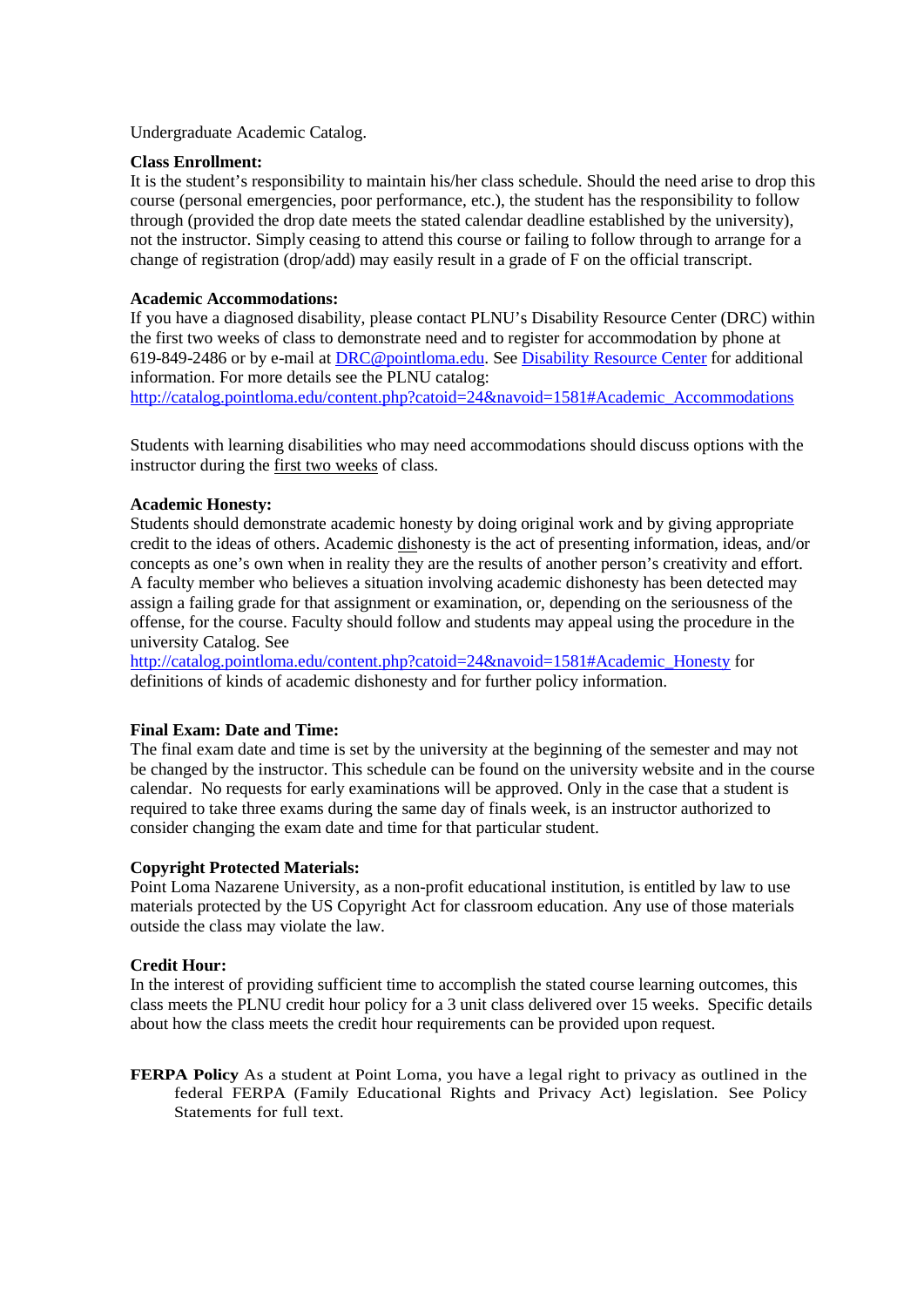Undergraduate Academic Catalog.

**Class Enrollment:**
It is the student's responsibility to maintain his/her class schedule. Should the need arise to drop this course (personal emergencies, poor performance, etc.), the student has the responsibility to follow through (provided the drop date meets the stated calendar deadline established by the university), not the instructor. Simply ceasing to attend this course or failing to follow through to arrange for a change of registration (drop/add) may easily result in a grade of F on the official transcript.

**Academic Accommodations:**
If you have a diagnosed disability, please contact PLNU's Disability Resource Center (DRC) within the first two weeks of class to demonstrate need and to register for accommodation by phone at 619-849-2486 or by e-mail at [DRC@pointloma.edu](mailto:DRC@pointloma.edu). See [Disability Resource Center]() for additional information. For more details see the PLNU catalog:
[http://catalog.pointloma.edu/content.php?catoid=24&navoid=1581#Academic_Accommodations](http://catalog.pointloma.edu/content.php?catoid=24&navoid=1581#Academic_Accommodations)

Students with learning disabilities who may need accommodations should discuss options with the instructor during the <u>first two weeks</u> of class.

**Academic Honesty:**
Students should demonstrate academic honesty by doing original work and by giving appropriate credit to the ideas of others. Academic <u>dis</u>honesty is the act of presenting information, ideas, and/or concepts as one's own when in reality they are the results of another person's creativity and effort. A faculty member who believes a situation involving academic dishonesty has been detected may assign a failing grade for that assignment or examination, or, depending on the seriousness of the offense, for the course. Faculty should follow and students may appeal using the procedure in the university Catalog. See
[http://catalog.pointloma.edu/content.php?catoid=24&navoid=1581#Academic_Honesty](http://catalog.pointloma.edu/content.php?catoid=24&navoid=1581#Academic_Honesty) for definitions of kinds of academic dishonesty and for further policy information.

**Final Exam: Date and Time:**
The final exam date and time is set by the university at the beginning of the semester and may not be changed by the instructor. This schedule can be found on the university website and in the course calendar. No requests for early examinations will be approved. Only in the case that a student is required to take three exams during the same day of finals week, is an instructor authorized to consider changing the exam date and time for that particular student.

**Copyright Protected Materials:**
Point Loma Nazarene University, as a non-profit educational institution, is entitled by law to use materials protected by the US Copyright Act for classroom education. Any use of those materials outside the class may violate the law.

**Credit Hour:**
In the interest of providing sufficient time to accomplish the stated course learning outcomes, this class meets the PLNU credit hour policy for a 3 unit class delivered over 15 weeks. Specific details about how the class meets the credit hour requirements can be provided upon request.

**FERPA Policy** As a student at Point Loma, you have a legal right to privacy as outlined in the federal FERPA (Family Educational Rights and Privacy Act) legislation. See Policy Statements for full text.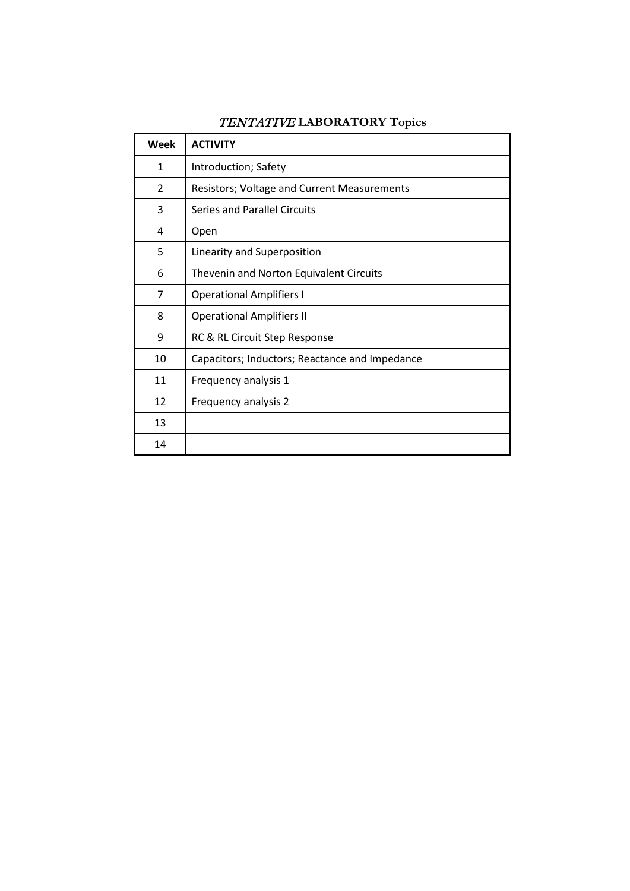## *TENTATIVE* **LABORATORY Topics**

| Week | ACTIVITY |
|---|---|
| 1 | Introduction; Safety |
| 2 | Resistors; Voltage and Current Measurements |
| 3 | Series and Parallel Circuits |
| 4 | Open |
| 5 | Linearity and Superposition |
| 6 | Thevenin and Norton Equivalent Circuits |
| 7 | Operational Amplifiers I |
| 8 | Operational Amplifiers II |
| 9 | RC & RL Circuit Step Response |
| 10 | Capacitors; Inductors; Reactance and Impedance |
| 11 | Frequency analysis 1 |
| 12 | Frequency analysis 2 |
| 13 | |
| 14 | |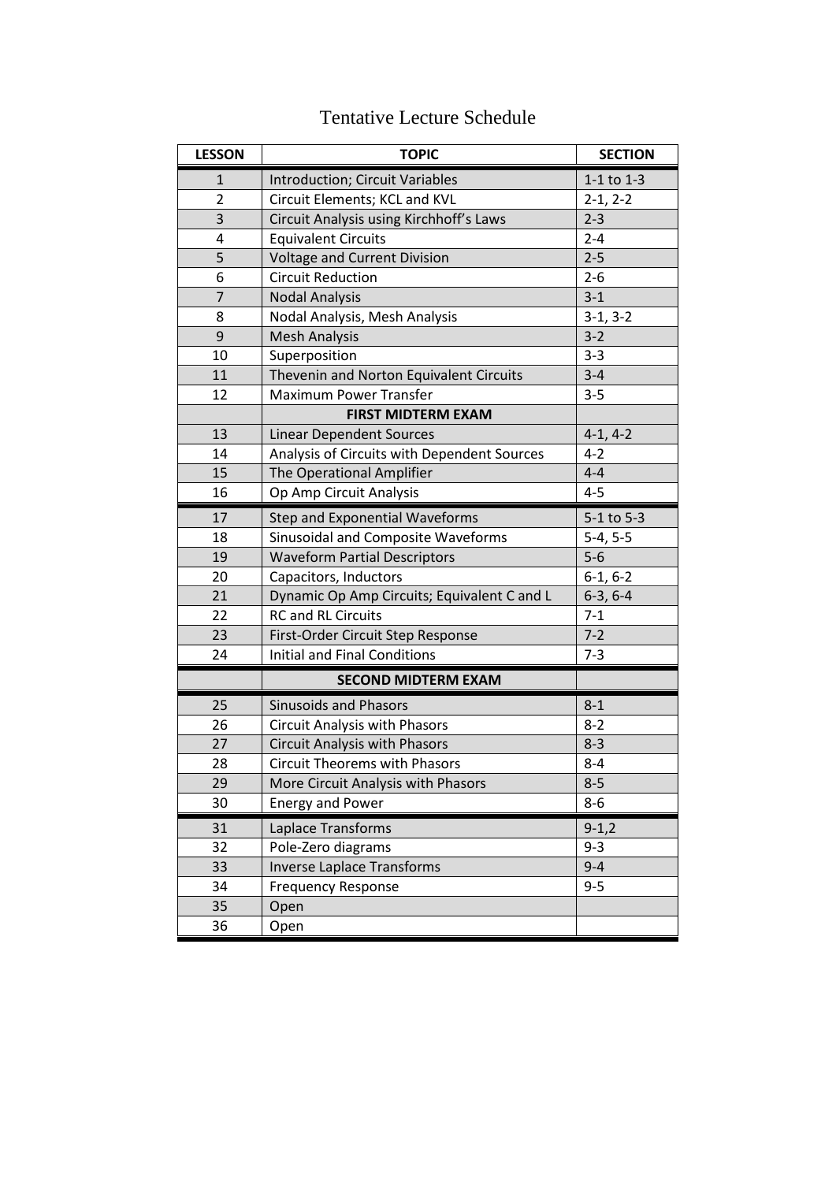# Tentative Lecture Schedule

| LESSON | TOPIC | SECTION |
|---|---|---|
| 1 | Introduction; Circuit Variables | 1-1 to 1-3 |
| 2 | Circuit Elements; KCL and KVL | 2-1, 2-2 |
| 3 | Circuit Analysis using Kirchhoff's Laws | 2-3 |
| 4 | Equivalent Circuits | 2-4 |
| 5 | Voltage and Current Division | 2-5 |
| 6 | Circuit Reduction | 2-6 |
| 7 | Nodal Analysis | 3-1 |
| 8 | Nodal Analysis, Mesh Analysis | 3-1, 3-2 |
| 9 | Mesh Analysis | 3-2 |
| 10 | Superposition | 3-3 |
| 11 | Thevenin and Norton Equivalent Circuits | 3-4 |
| 12 | Maximum Power Transfer | 3-5 |
| | **FIRST MIDTERM EXAM** | |
| 13 | Linear Dependent Sources | 4-1, 4-2 |
| 14 | Analysis of Circuits with Dependent Sources | 4-2 |
| 15 | The Operational Amplifier | 4-4 |
| 16 | Op Amp Circuit Analysis | 4-5 |
| 17 | Step and Exponential Waveforms | 5-1 to 5-3 |
| 18 | Sinusoidal and Composite Waveforms | 5-4, 5-5 |
| 19 | Waveform Partial Descriptors | 5-6 |
| 20 | Capacitors, Inductors | 6-1, 6-2 |
| 21 | Dynamic Op Amp Circuits; Equivalent C and L | 6-3, 6-4 |
| 22 | RC and RL Circuits | 7-1 |
| 23 | First-Order Circuit Step Response | 7-2 |
| 24 | Initial and Final Conditions | 7-3 |
| | **SECOND MIDTERM EXAM** | |
| 25 | Sinusoids and Phasors | 8-1 |
| 26 | Circuit Analysis with Phasors | 8-2 |
| 27 | Circuit Analysis with Phasors | 8-3 |
| 28 | Circuit Theorems with Phasors | 8-4 |
| 29 | More Circuit Analysis with Phasors | 8-5 |
| 30 | Energy and Power | 8-6 |
| 31 | Laplace Transforms | 9-1,2 |
| 32 | Pole-Zero diagrams | 9-3 |
| 33 | Inverse Laplace Transforms | 9-4 |
| 34 | Frequency Response | 9-5 |
| 35 | Open | |
| 36 | Open | |